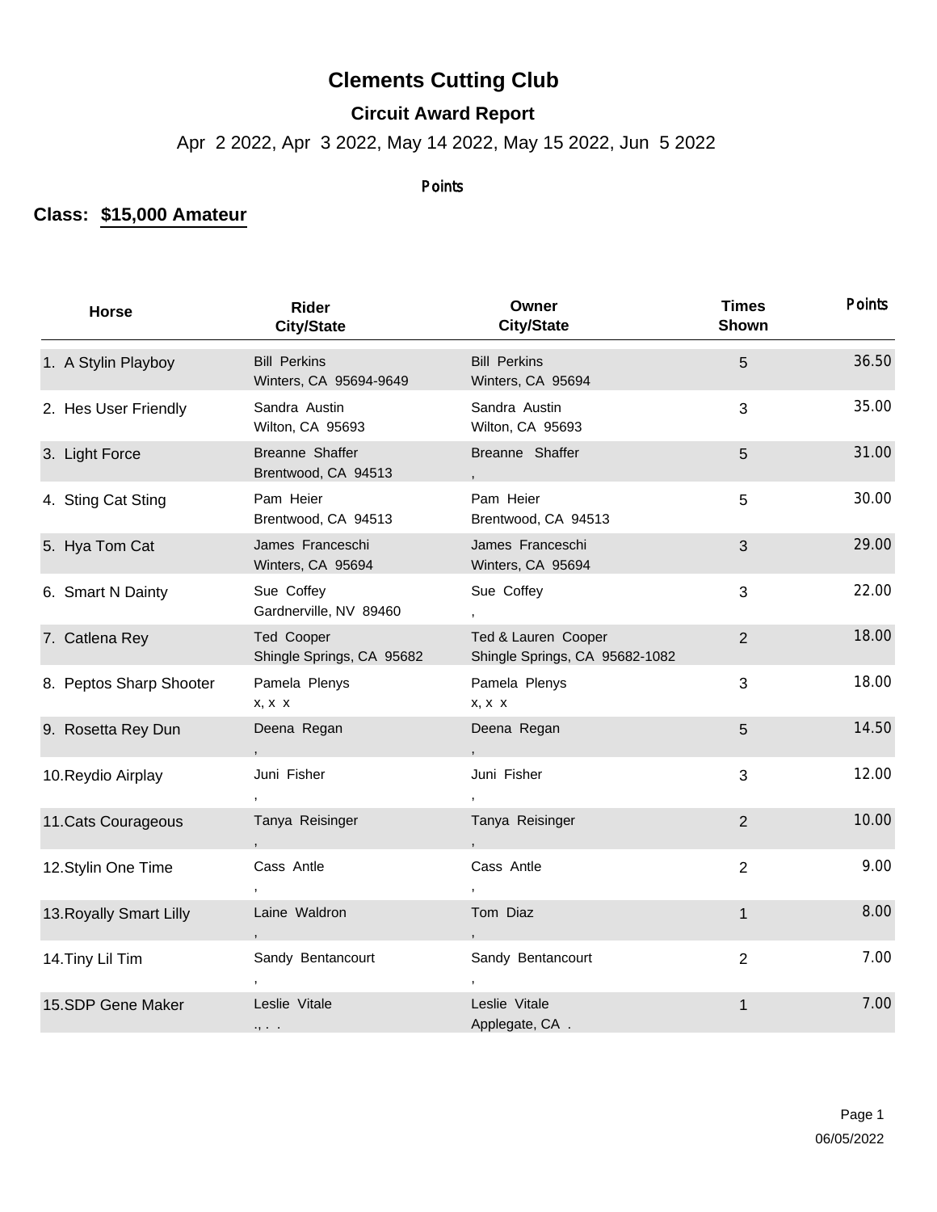# Clements Cutting Club

## Circuit Award Report

Apr 2 2022, Apr 3 2022, May 14 2022, May 15 2022, Jun 5 2022

Points

**Class: $15,000 Amateur**

| Horse | Rider City/State | Owner City/State | Times Shown | Points |
|---|---|---|---|---|
| 1. A Stylin Playboy | Bill Perkins<br>Winters, CA 95694-9649 | Bill Perkins<br>Winters, CA 95694 | 5 | 36.50 |
| 2. Hes User Friendly | Sandra Austin<br>Wilton, CA 95693 | Sandra Austin<br>Wilton, CA 95693 | 3 | 35.00 |
| 3. Light Force | Breanne Shaffer<br>Brentwood, CA 94513 | Breanne Shaffer<br>, | 5 | 31.00 |
| 4. Sting Cat Sting | Pam Heier<br>Brentwood, CA 94513 | Pam Heier<br>Brentwood, CA 94513 | 5 | 30.00 |
| 5. Hya Tom Cat | James Franceschi<br>Winters, CA 95694 | James Franceschi<br>Winters, CA 95694 | 3 | 29.00 |
| 6. Smart N Dainty | Sue Coffey<br>Gardnerville, NV 89460 | Sue Coffey<br>, | 3 | 22.00 |
| 7. Catlena Rey | Ted Cooper<br>Shingle Springs, CA 95682 | Ted & Lauren Cooper<br>Shingle Springs, CA 95682-1082 | 2 | 18.00 |
| 8. Peptos Sharp Shooter | Pamela Plenys<br>x, x x | Pamela Plenys<br>x, x x | 3 | 18.00 |
| 9. Rosetta Rey Dun | Deena Regan<br>, | Deena Regan<br>, | 5 | 14.50 |
| 10. Reydio Airplay | Juni Fisher<br>, | Juni Fisher<br>, | 3 | 12.00 |
| 11. Cats Courageous | Tanya Reisinger<br>, | Tanya Reisinger<br>, | 2 | 10.00 |
| 12. Stylin One Time | Cass Antle<br>, | Cass Antle<br>, | 2 | 9.00 |
| 13. Royally Smart Lilly | Laine Waldron<br>, | Tom Diaz<br>, | 1 | 8.00 |
| 14. Tiny Lil Tim | Sandy Bentancourt<br>, | Sandy Bentancourt<br>, | 2 | 7.00 |
| 15. SDP Gene Maker | Leslie Vitale<br>., . . | Leslie Vitale<br>Applegate, CA . | 1 | 7.00 |

06/05/2022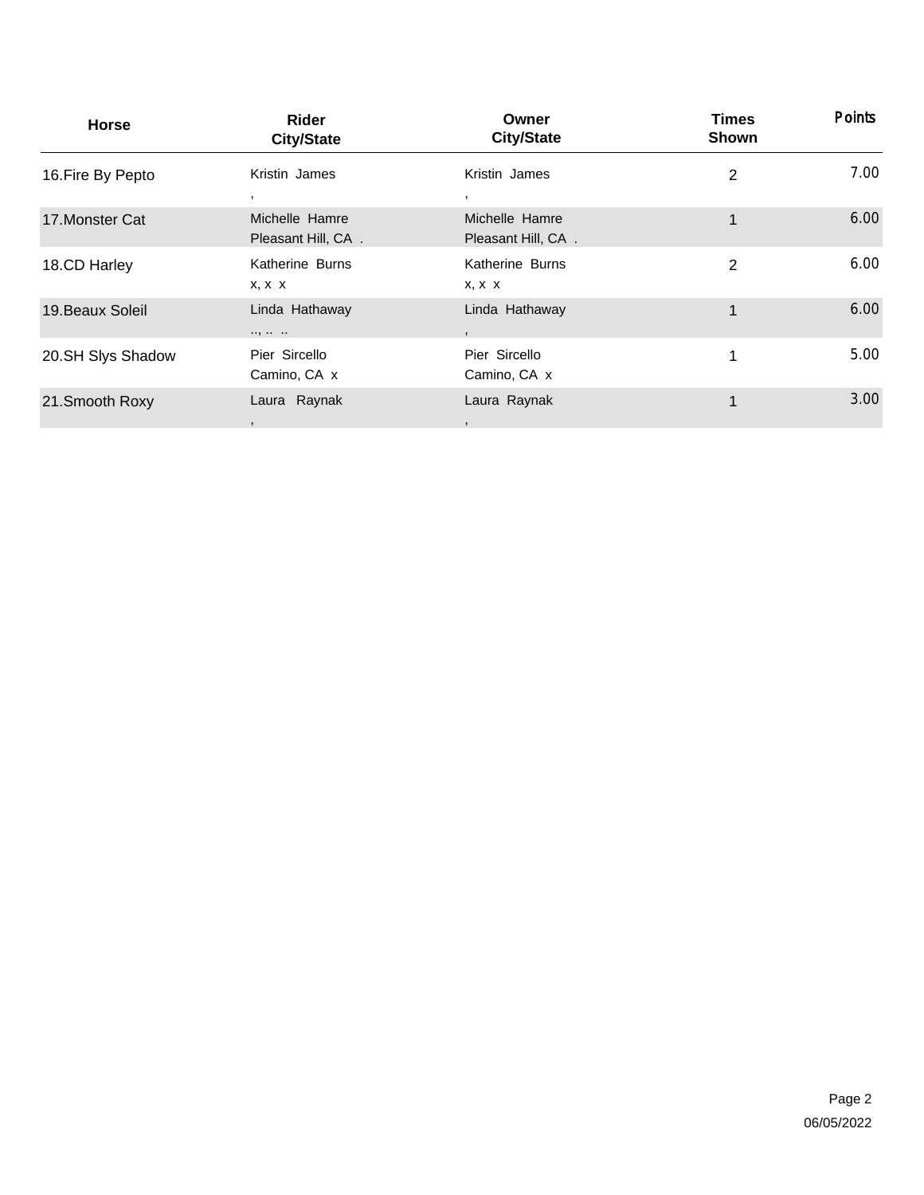| Horse | Rider City/State | Owner City/State | Times Shown | Points |
|---|---|---|---|---|
| 16.Fire By Pepto | Kristin James<br>, | Kristin James<br>, | 2 | 7.00 |
| 17.Monster Cat | Michelle Hamre<br>Pleasant Hill, CA . | Michelle Hamre<br>Pleasant Hill, CA . | 1 | 6.00 |
| 18.CD Harley | Katherine Burns<br>x, x x | Katherine Burns<br>x, x x | 2 | 6.00 |
| 19.Beaux Soleil | Linda Hathaway<br>.., .. .. | Linda Hathaway<br>, | 1 | 6.00 |
| 20.SH Slys Shadow | Pier Sircello<br>Camino, CA x | Pier Sircello<br>Camino, CA x | 1 | 5.00 |
| 21.Smooth Roxy | Laura Raynak<br>, | Laura Raynak<br>, | 1 | 3.00 |

06/05/2022